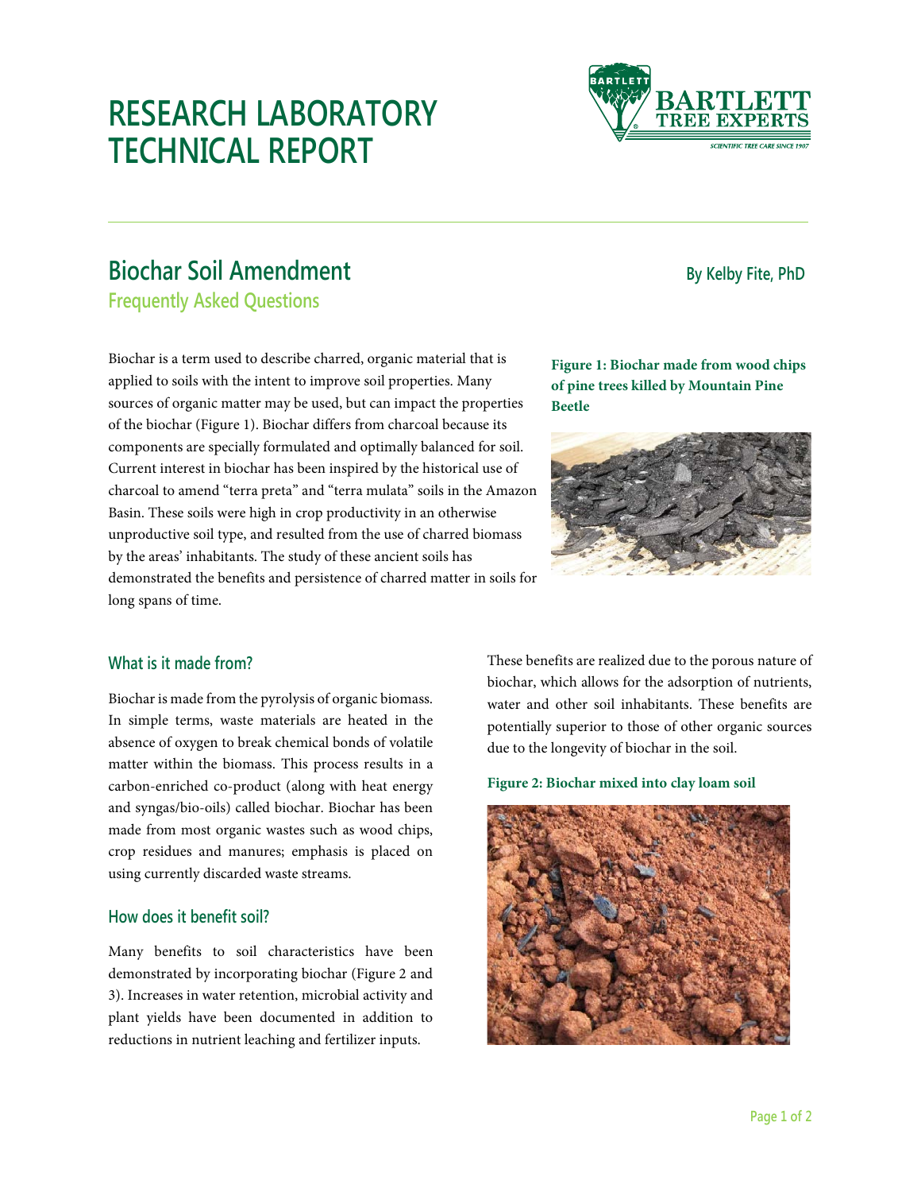# RESEARCH LABORATORY TECHNICAL REPORT

## Biochar Soil Amendment

### Frequently Asked Questions

By Kelby Fite, PhD

Biochar is a term used to describe charred, organic material that is applied to soils with the intent to improve soil properties. Many sources of organic matter may be used, but can impact the properties of the biochar (Figure 1). Biochar differs from charcoal because its components are specially formulated and optimally balanced for soil. Current interest in biochar has been inspired by the historical use of charcoal to amend "terra preta" and "terra mulata" soils in the Amazon Basin. These soils were high in crop productivity in an otherwise unproductive soil type, and resulted from the use of charred biomass by the areas' inhabitants. The study of these ancient soils has demonstrated the benefits and persistence of charred matter in soils for long spans of time.

**Figure 1: Biochar made from wood chips of pine trees killed by Mountain Pine Beetle**

### What is it made from?

Biochar is made from the pyrolysis of organic biomass. In simple terms, waste materials are heated in the absence of oxygen to break chemical bonds of volatile matter within the biomass. This process results in a carbon-enriched co-product (along with heat energy and syngas/bio-oils) called biochar. Biochar has been made from most organic wastes such as wood chips, crop residues and manures; emphasis is placed on using currently discarded waste streams.

### How does it benefit soil?

Many benefits to soil characteristics have been demonstrated by incorporating biochar (Figure 2 and 3). Increases in water retention, microbial activity and plant yields have been documented in addition to reductions in nutrient leaching and fertilizer inputs.

These benefits are realized due to the porous nature of biochar, which allows for the adsorption of nutrients, water and other soil inhabitants. These benefits are potentially superior to those of other organic sources due to the longevity of biochar in the soil.

**Figure 2: Biochar mixed into clay loam soil**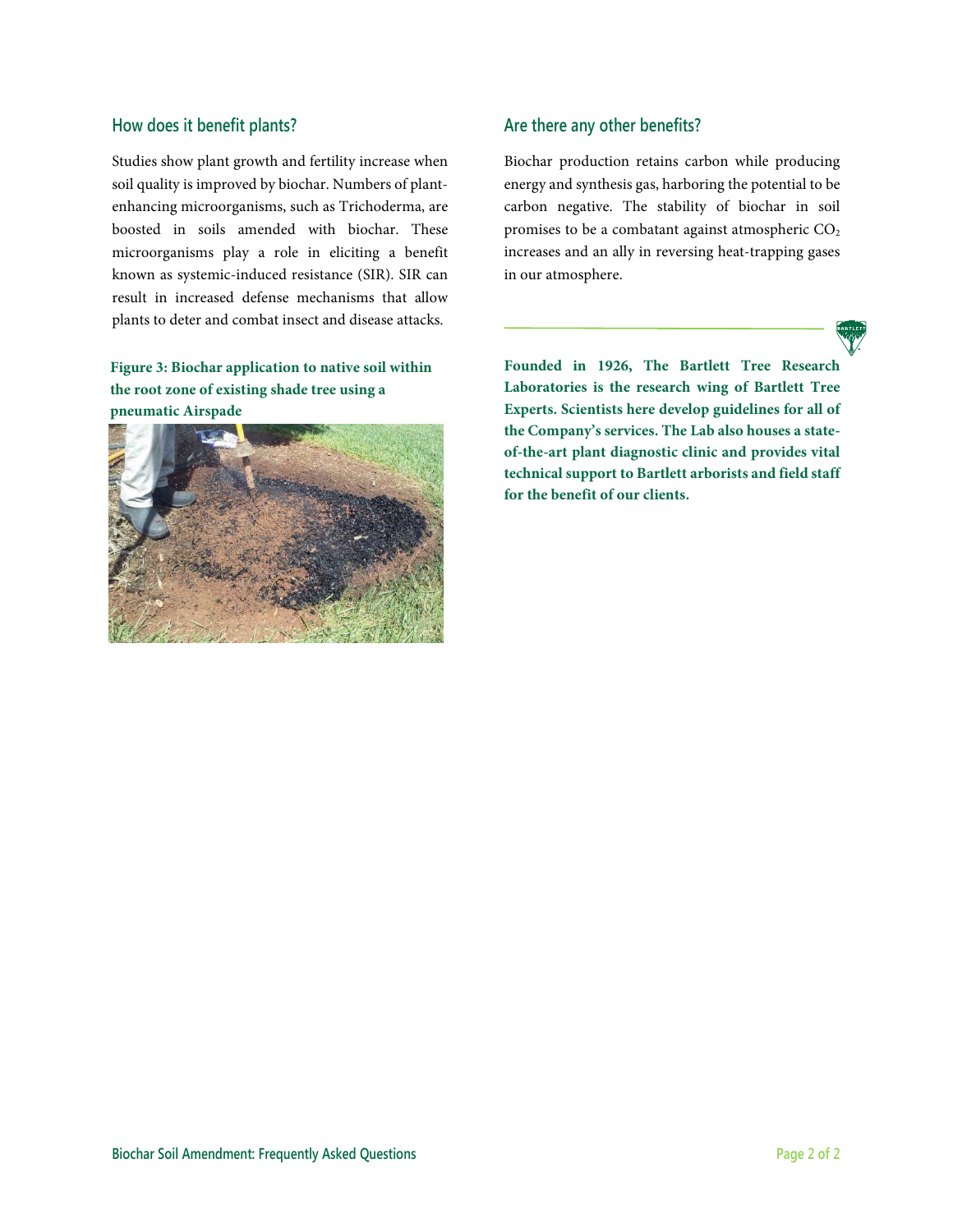## How does it benefit plants?

Studies show plant growth and fertility increase when soil quality is improved by biochar. Numbers of plant-enhancing microorganisms, such as Trichoderma, are boosted in soils amended with biochar. These microorganisms play a role in eliciting a benefit known as systemic-induced resistance (SIR). SIR can result in increased defense mechanisms that allow plants to deter and combat insect and disease attacks.

**Figure 3: Biochar application to native soil within the root zone of existing shade tree using a pneumatic Airspade**

## Are there any other benefits?

Biochar production retains carbon while producing energy and synthesis gas, harboring the potential to be carbon negative. The stability of biochar in soil promises to be a combatant against atmospheric $CO_2$ increases and an ally in reversing heat-trapping gases in our atmosphere.

**Founded in 1926, The Bartlett Tree Research Laboratories is the research wing of Bartlett Tree Experts. Scientists here develop guidelines for all of the Company's services. The Lab also houses a state-of-the-art plant diagnostic clinic and provides vital technical support to Bartlett arborists and field staff for the benefit of our clients.**